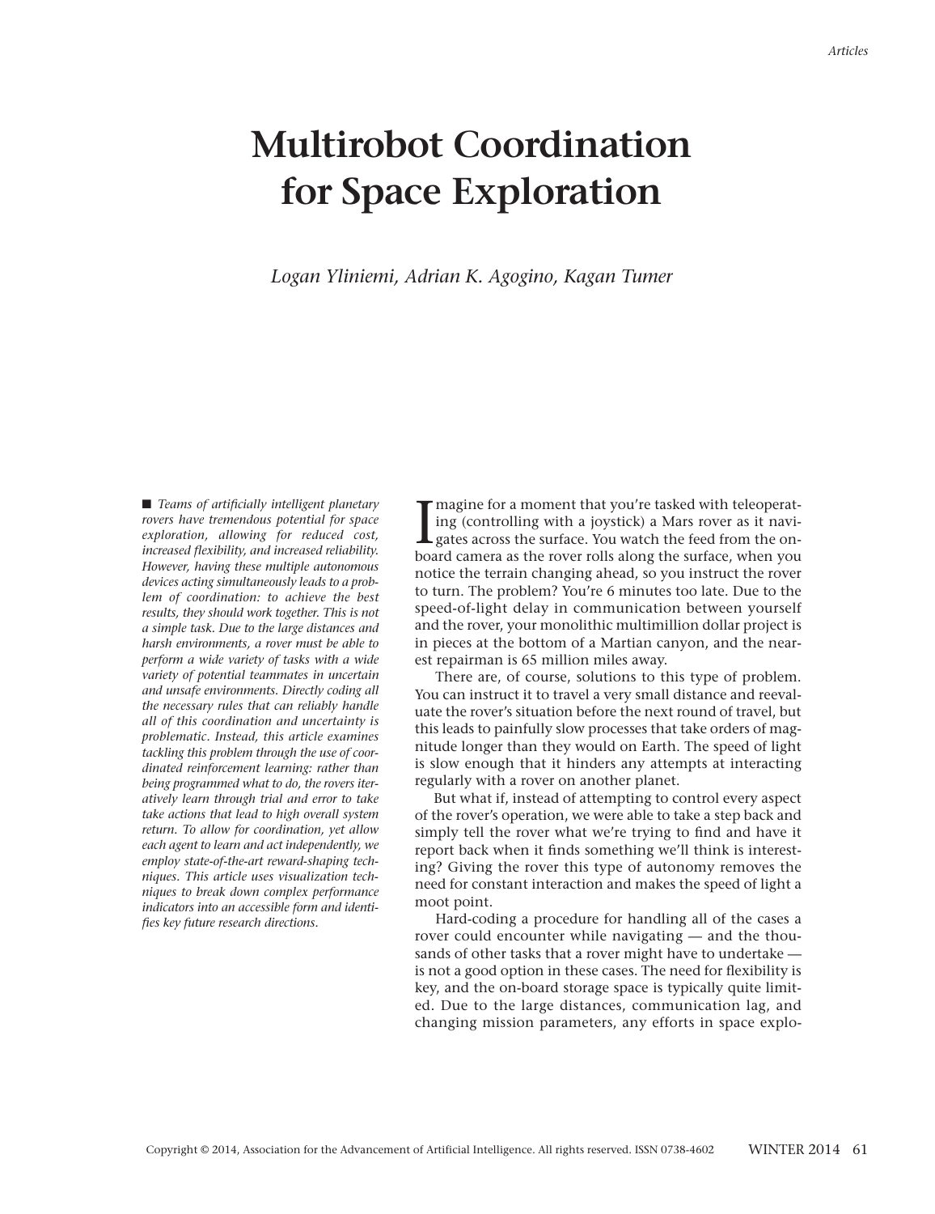# Multirobot Coordination for Space Exploration

*Logan Yliniemi, Adrian K. Agogino, Kagan Tumer*

■ *Teams of artificially intelligent planetary rovers have tremendous potential for space exploration, allowing for reduced cost, increased flexibility, and increased reliability. However, having these multiple autonomous devices acting simultaneously leads to a problem of coordination: to achieve the best results, they should work together. This is not a simple task. Due to the large distances and harsh environments, a rover must be able to perform a wide variety of tasks with a wide variety of potential teammates in uncertain and unsafe environments. Directly coding all the necessary rules that can reliably handle all of this coordination and uncertainty is problematic. Instead, this article examines tackling this problem through the use of coordinated reinforcement learning: rather than being programmed what to do, the rovers iteratively learn through trial and error to take take actions that lead to high overall system return. To allow for coordination, yet allow each agent to learn and act independently, we employ state-of-the-art reward-shaping techniques. This article uses visualization techniques to break down complex performance indicators into an accessible form and identifies key future research directions.*

Imagine for a moment that you're tasked with teleoperating (controlling with a joystick) a Mars rover as it navigates across the surface. You watch the feed from the onboard camera as the rover rolls along the surface, when you notice the terrain changing ahead, so you instruct the rover to turn. The problem? You're 6 minutes too late. Due to the speed-of-light delay in communication between yourself and the rover, your monolithic multimillion dollar project is in pieces at the bottom of a Martian canyon, and the nearest repairman is 65 million miles away.

There are, of course, solutions to this type of problem. You can instruct it to travel a very small distance and reevaluate the rover's situation before the next round of travel, but this leads to painfully slow processes that take orders of magnitude longer than they would on Earth. The speed of light is slow enough that it hinders any attempts at interacting regularly with a rover on another planet.

But what if, instead of attempting to control every aspect of the rover's operation, we were able to take a step back and simply tell the rover what we're trying to find and have it report back when it finds something we'll think is interesting? Giving the rover this type of autonomy removes the need for constant interaction and makes the speed of light a moot point.

Hard-coding a procedure for handling all of the cases a rover could encounter while navigating — and the thousands of other tasks that a rover might have to undertake — is not a good option in these cases. The need for flexibility is key, and the on-board storage space is typically quite limited. Due to the large distances, communication lag, and changing mission parameters, any efforts in space explo-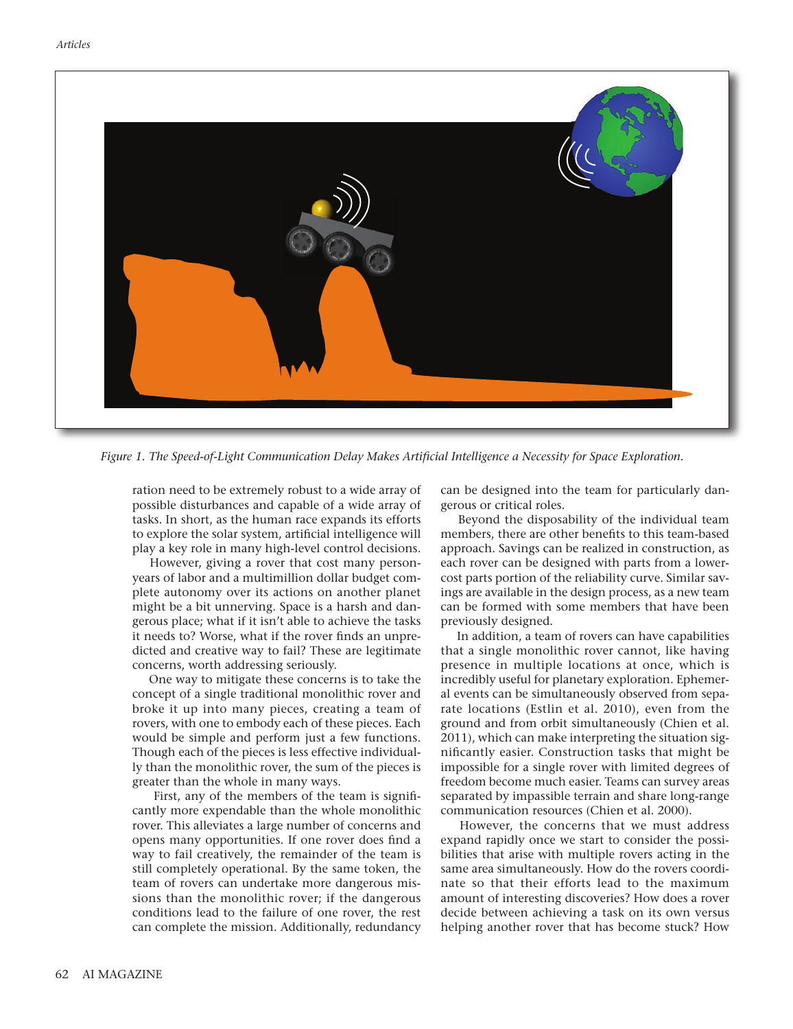Figure 1. The Speed-of-Light Communication Delay Makes Artificial Intelligence a Necessity for Space Exploration.

ration need to be extremely robust to a wide array of possible disturbances and capable of a wide array of tasks. In short, as the human race expands its efforts to explore the solar system, artificial intelligence will play a key role in many high-level control decisions.

However, giving a rover that cost many person-years of labor and a multimillion dollar budget complete autonomy over its actions on another planet might be a bit unnerving. Space is a harsh and dangerous place; what if it isn't able to achieve the tasks it needs to? Worse, what if the rover finds an unpredicted and creative way to fail? These are legitimate concerns, worth addressing seriously.

One way to mitigate these concerns is to take the concept of a single traditional monolithic rover and broke it up into many pieces, creating a team of rovers, with one to embody each of these pieces. Each would be simple and perform just a few functions. Though each of the pieces is less effective individually than the monolithic rover, the sum of the pieces is greater than the whole in many ways.

First, any of the members of the team is significantly more expendable than the whole monolithic rover. This alleviates a large number of concerns and opens many opportunities. If one rover does find a way to fail creatively, the remainder of the team is still completely operational. By the same token, the team of rovers can undertake more dangerous missions than the monolithic rover; if the dangerous conditions lead to the failure of one rover, the rest can complete the mission. Additionally, redundancy can be designed into the team for particularly dangerous or critical roles.

Beyond the disposability of the individual team members, there are other benefits to this team-based approach. Savings can be realized in construction, as each rover can be designed with parts from a lower-cost parts portion of the reliability curve. Similar savings are available in the design process, as a new team can be formed with some members that have been previously designed.

In addition, a team of rovers can have capabilities that a single monolithic rover cannot, like having presence in multiple locations at once, which is incredibly useful for planetary exploration. Ephemeral events can be simultaneously observed from separate locations (Estlin et al. 2010), even from the ground and from orbit simultaneously (Chien et al. 2011), which can make interpreting the situation significantly easier. Construction tasks that might be impossible for a single rover with limited degrees of freedom become much easier. Teams can survey areas separated by impassible terrain and share long-range communication resources (Chien et al. 2000).

However, the concerns that we must address expand rapidly once we start to consider the possibilities that arise with multiple rovers acting in the same area simultaneously. How do the rovers coordinate so that their efforts lead to the maximum amount of interesting discoveries? How does a rover decide between achieving a task on its own versus helping another rover that has become stuck? How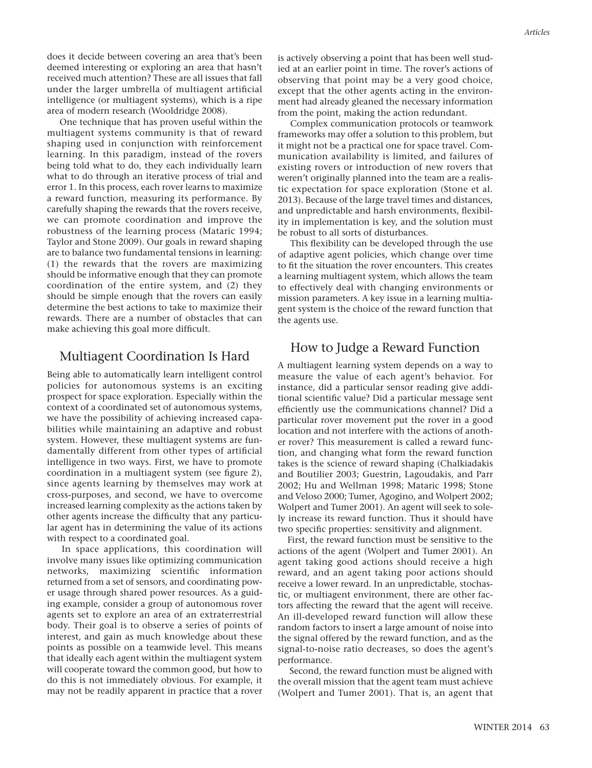does it decide between covering an area that's been deemed interesting or exploring an area that hasn't received much attention? These are all issues that fall under the larger umbrella of multiagent artificial intelligence (or multiagent systems), which is a ripe area of modern research (Wooldridge 2008).

One technique that has proven useful within the multiagent systems community is that of reward shaping used in conjunction with reinforcement learning. In this paradigm, instead of the rovers being told what to do, they each individually learn what to do through an iterative process of trial and error 1. In this process, each rover learns to maximize a reward function, measuring its performance. By carefully shaping the rewards that the rovers receive, we can promote coordination and improve the robustness of the learning process (Mataric 1994; Taylor and Stone 2009). Our goals in reward shaping are to balance two fundamental tensions in learning: (1) the rewards that the rovers are maximizing should be informative enough that they can promote coordination of the entire system, and (2) they should be simple enough that the rovers can easily determine the best actions to take to maximize their rewards. There are a number of obstacles that can make achieving this goal more difficult.

## Multiagent Coordination Is Hard

Being able to automatically learn intelligent control policies for autonomous systems is an exciting prospect for space exploration. Especially within the context of a coordinated set of autonomous systems, we have the possibility of achieving increased capabilities while maintaining an adaptive and robust system. However, these multiagent systems are fundamentally different from other types of artificial intelligence in two ways. First, we have to promote coordination in a multiagent system (see figure 2), since agents learning by themselves may work at cross-purposes, and second, we have to overcome increased learning complexity as the actions taken by other agents increase the difficulty that any particular agent has in determining the value of its actions with respect to a coordinated goal.

In space applications, this coordination will involve many issues like optimizing communication networks, maximizing scientific information returned from a set of sensors, and coordinating power usage through shared power resources. As a guiding example, consider a group of autonomous rover agents set to explore an area of an extraterrestrial body. Their goal is to observe a series of points of interest, and gain as much knowledge about these points as possible on a teamwide level. This means that ideally each agent within the multiagent system will cooperate toward the common good, but how to do this is not immediately obvious. For example, it may not be readily apparent in practice that a rover is actively observing a point that has been well studied at an earlier point in time. The rover's actions of observing that point may be a very good choice, except that the other agents acting in the environment had already gleaned the necessary information from the point, making the action redundant.

Complex communication protocols or teamwork frameworks may offer a solution to this problem, but it might not be a practical one for space travel. Communication availability is limited, and failures of existing rovers or introduction of new rovers that weren't originally planned into the team are a realistic expectation for space exploration (Stone et al. 2013). Because of the large travel times and distances, and unpredictable and harsh environments, flexibility in implementation is key, and the solution must be robust to all sorts of disturbances.

This flexibility can be developed through the use of adaptive agent policies, which change over time to fit the situation the rover encounters. This creates a learning multiagent system, which allows the team to effectively deal with changing environments or mission parameters. A key issue in a learning multiagent system is the choice of the reward function that the agents use.

## How to Judge a Reward Function

A multiagent learning system depends on a way to measure the value of each agent's behavior. For instance, did a particular sensor reading give additional scientific value? Did a particular message sent efficiently use the communications channel? Did a particular rover movement put the rover in a good location and not interfere with the actions of another rover? This measurement is called a reward function, and changing what form the reward function takes is the science of reward shaping (Chalkiadakis and Boutilier 2003; Guestrin, Lagoudakis, and Parr 2002; Hu and Wellman 1998; Mataric 1998; Stone and Veloso 2000; Tumer, Agogino, and Wolpert 2002; Wolpert and Tumer 2001). An agent will seek to solely increase its reward function. Thus it should have two specific properties: sensitivity and alignment.

First, the reward function must be sensitive to the actions of the agent (Wolpert and Tumer 2001). An agent taking good actions should receive a high reward, and an agent taking poor actions should receive a lower reward. In an unpredictable, stochastic, or multiagent environment, there are other factors affecting the reward that the agent will receive. An ill-developed reward function will allow these random factors to insert a large amount of noise into the signal offered by the reward function, and as the signal-to-noise ratio decreases, so does the agent's performance.

Second, the reward function must be aligned with the overall mission that the agent team must achieve (Wolpert and Tumer 2001). That is, an agent that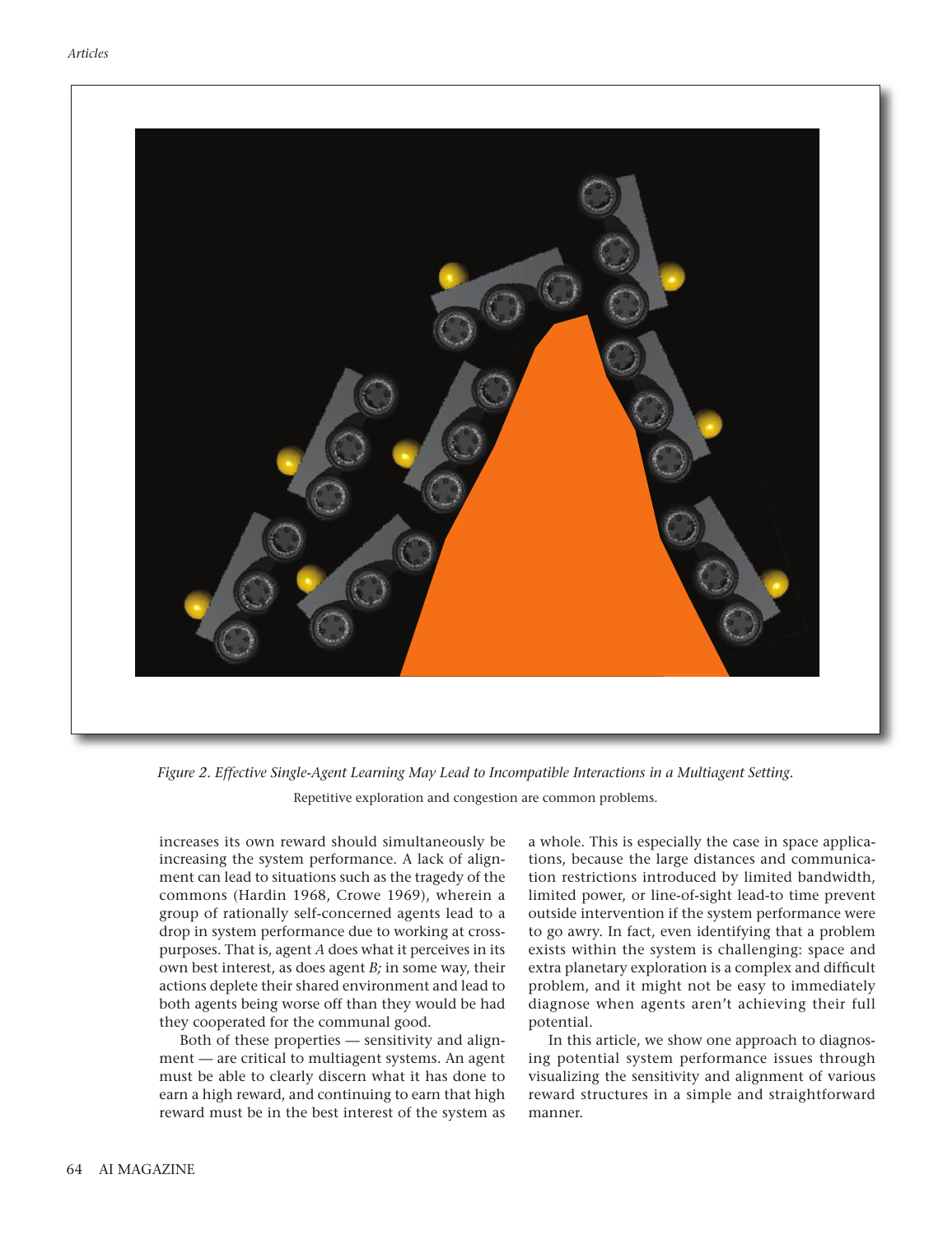*Figure 2. Effective Single-Agent Learning May Lead to Incompatible Interactions in a Multiagent Setting.*

Repetitive exploration and congestion are common problems.

increases its own reward should simultaneously be increasing the system performance. A lack of alignment can lead to situations such as the tragedy of the commons (Hardin 1968, Crowe 1969), wherein a group of rationally self-concerned agents lead to a drop in system performance due to working at cross-purposes. That is, agent *A* does what it perceives in its own best interest, as does agent *B;* in some way, their actions deplete their shared environment and lead to both agents being worse off than they would be had they cooperated for the communal good.

Both of these properties — sensitivity and alignment — are critical to multiagent systems. An agent must be able to clearly discern what it has done to earn a high reward, and continuing to earn that high reward must be in the best interest of the system as a whole. This is especially the case in space applications, because the large distances and communication restrictions introduced by limited bandwidth, limited power, or line-of-sight lead-to time prevent outside intervention if the system performance were to go awry. In fact, even identifying that a problem exists within the system is challenging: space and extra planetary exploration is a complex and difficult problem, and it might not be easy to immediately diagnose when agents aren't achieving their full potential.

In this article, we show one approach to diagnosing potential system performance issues through visualizing the sensitivity and alignment of various reward structures in a simple and straightforward manner.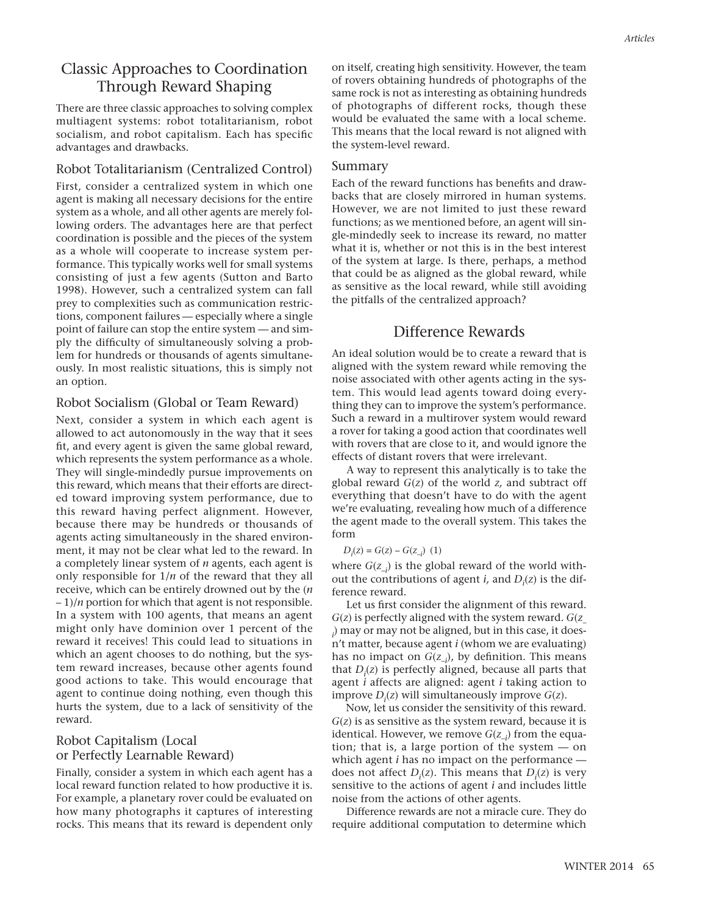## Classic Approaches to Coordination Through Reward Shaping

There are three classic approaches to solving complex multiagent systems: robot totalitarianism, robot socialism, and robot capitalism. Each has specific advantages and drawbacks.

### Robot Totalitarianism (Centralized Control)

First, consider a centralized system in which one agent is making all necessary decisions for the entire system as a whole, and all other agents are merely following orders. The advantages here are that perfect coordination is possible and the pieces of the system as a whole will cooperate to increase system performance. This typically works well for small systems consisting of just a few agents (Sutton and Barto 1998). However, such a centralized system can fall prey to complexities such as communication restrictions, component failures — especially where a single point of failure can stop the entire system — and simply the difficulty of simultaneously solving a problem for hundreds or thousands of agents simultaneously. In most realistic situations, this is simply not an option.

### Robot Socialism (Global or Team Reward)

Next, consider a system in which each agent is allowed to act autonomously in the way that it sees fit, and every agent is given the same global reward, which represents the system performance as a whole. They will single-mindedly pursue improvements on this reward, which means that their efforts are directed toward improving system performance, due to this reward having perfect alignment. However, because there may be hundreds or thousands of agents acting simultaneously in the shared environment, it may not be clear what led to the reward. In a completely linear system of $n$ agents, each agent is only responsible for $1/n$ of the reward that they all receive, which can be entirely drowned out by the $(n - 1)/n$ portion for which that agent is not responsible. In a system with 100 agents, that means an agent might only have dominion over 1 percent of the reward it receives! This could lead to situations in which an agent chooses to do nothing, but the system reward increases, because other agents found good actions to take. This would encourage that agent to continue doing nothing, even though this hurts the system, due to a lack of sensitivity of the reward.

### Robot Capitalism (Local or Perfectly Learnable Reward)

Finally, consider a system in which each agent has a local reward function related to how productive it is. For example, a planetary rover could be evaluated on how many photographs it captures of interesting rocks. This means that its reward is dependent only on itself, creating high sensitivity. However, the team of rovers obtaining hundreds of photographs of the same rock is not as interesting as obtaining hundreds of photographs of different rocks, though these would be evaluated the same with a local scheme. This means that the local reward is not aligned with the system-level reward.

### Summary

Each of the reward functions has benefits and drawbacks that are closely mirrored in human systems. However, we are not limited to just these reward functions; as we mentioned before, an agent will single-mindedly seek to increase its reward, no matter what it is, whether or not this is in the best interest of the system at large. Is there, perhaps, a method that could be as aligned as the global reward, while as sensitive as the local reward, while still avoiding the pitfalls of the centralized approach?

## Difference Rewards

An ideal solution would be to create a reward that is aligned with the system reward while removing the noise associated with other agents acting in the system. This would lead agents toward doing everything they can to improve the system's performance. Such a reward in a multirover system would reward a rover for taking a good action that coordinates well with rovers that are close to it, and would ignore the effects of distant rovers that were irrelevant.

A way to represent this analytically is to take the global reward $G(z)$ of the world $z$, and subtract off everything that doesn't have to do with the agent we're evaluating, revealing how much of a difference the agent made to the overall system. This takes the form

$$D_i(z) = G(z) - G(z_{-i}) \quad (1)$$

where $G(z_{-i})$ is the global reward of the world without the contributions of agent $i$, and $D_i(z)$ is the difference reward.

Let us first consider the alignment of this reward. $G(z)$ is perfectly aligned with the system reward. $G(z_{-i})$ may or may not be aligned, but in this case, it doesn't matter, because agent $i$ (whom we are evaluating) has no impact on $G(z_{-i})$, by definition. This means that $D_i(z)$ is perfectly aligned, because all parts that agent $i$ affects are aligned: agent $i$ taking action to improve $D_i(z)$ will simultaneously improve $G(z)$.

Now, let us consider the sensitivity of this reward. $G(z)$ is as sensitive as the system reward, because it is identical. However, we remove $G(z_{-i})$ from the equation; that is, a large portion of the system — on which agent $i$ has no impact on the performance — does not affect $D_i(z)$. This means that $D_i(z)$ is very sensitive to the actions of agent $i$ and includes little noise from the actions of other agents.

Difference rewards are not a miracle cure. They do require additional computation to determine which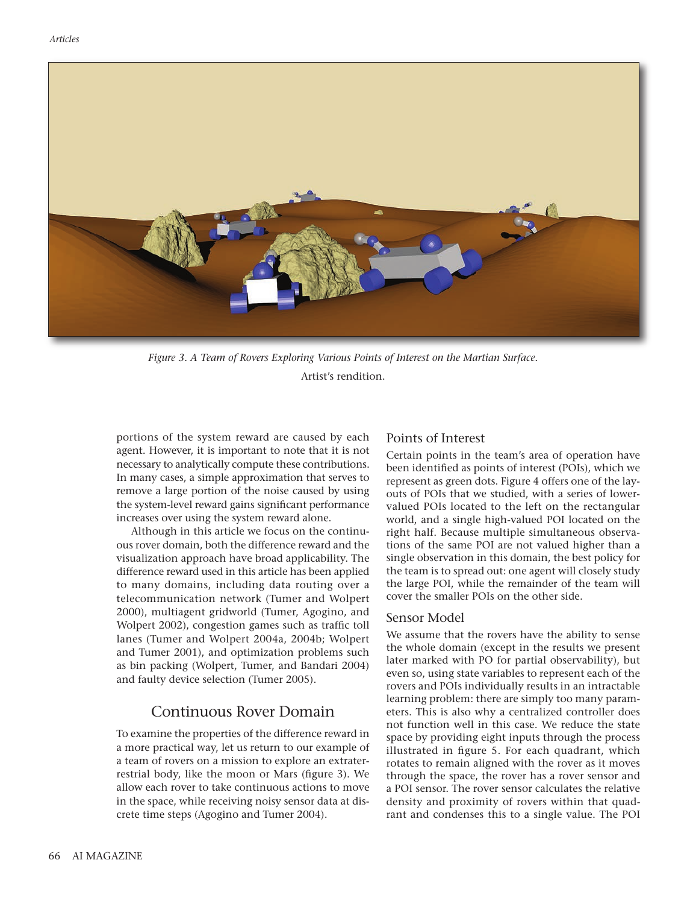*Figure 3. A Team of Rovers Exploring Various Points of Interest on the Martian Surface.*

Artist's rendition.

portions of the system reward are caused by each agent. However, it is important to note that it is not necessary to analytically compute these contributions. In many cases, a simple approximation that serves to remove a large portion of the noise caused by using the system-level reward gains significant performance increases over using the system reward alone.

Although in this article we focus on the continuous rover domain, both the difference reward and the visualization approach have broad applicability. The difference reward used in this article has been applied to many domains, including data routing over a telecommunication network (Tumer and Wolpert 2000), multiagent gridworld (Tumer, Agogino, and Wolpert 2002), congestion games such as traffic toll lanes (Tumer and Wolpert 2004a, 2004b; Wolpert and Tumer 2001), and optimization problems such as bin packing (Wolpert, Tumer, and Bandari 2004) and faulty device selection (Tumer 2005).

## Continuous Rover Domain

To examine the properties of the difference reward in a more practical way, let us return to our example of a team of rovers on a mission to explore an extraterrestrial body, like the moon or Mars (figure 3). We allow each rover to take continuous actions to move in the space, while receiving noisy sensor data at discrete time steps (Agogino and Tumer 2004).

### Points of Interest

Certain points in the team's area of operation have been identified as points of interest (POIs), which we represent as green dots. Figure 4 offers one of the layouts of POIs that we studied, with a series of lower-valued POIs located to the left on the rectangular world, and a single high-valued POI located on the right half. Because multiple simultaneous observations of the same POI are not valued higher than a single observation in this domain, the best policy for the team is to spread out: one agent will closely study the large POI, while the remainder of the team will cover the smaller POIs on the other side.

### Sensor Model

We assume that the rovers have the ability to sense the whole domain (except in the results we present later marked with PO for partial observability), but even so, using state variables to represent each of the rovers and POIs individually results in an intractable learning problem: there are simply too many parameters. This is also why a centralized controller does not function well in this case. We reduce the state space by providing eight inputs through the process illustrated in figure 5. For each quadrant, which rotates to remain aligned with the rover as it moves through the space, the rover has a rover sensor and a POI sensor. The rover sensor calculates the relative density and proximity of rovers within that quadrant and condenses this to a single value. The POI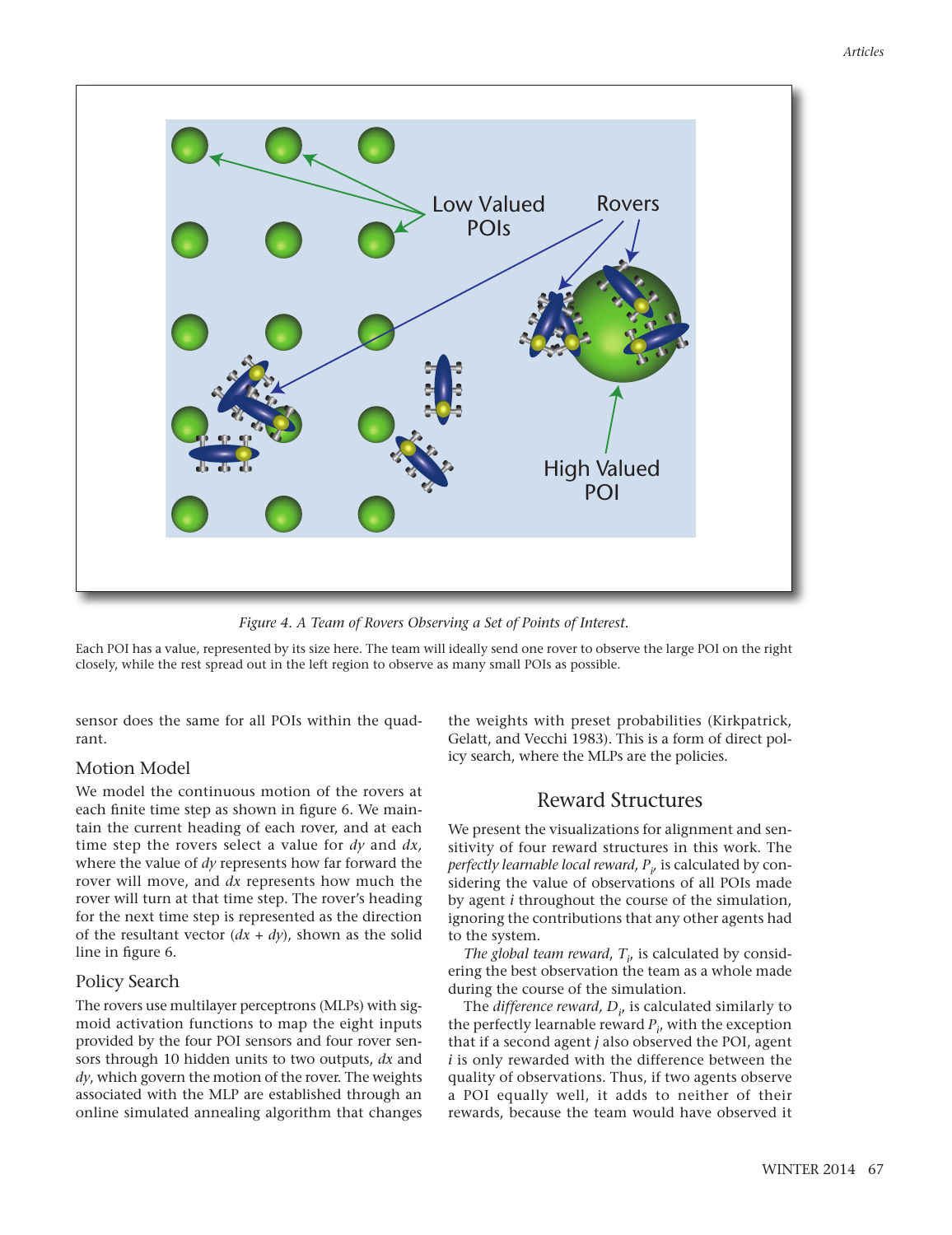*Figure 4. A Team of Rovers Observing a Set of Points of Interest.*

Each POI has a value, represented by its size here. The team will ideally send one rover to observe the large POI on the right closely, while the rest spread out in the left region to observe as many small POIs as possible.

sensor does the same for all POIs within the quadrant.

### Motion Model

We model the continuous motion of the rovers at each finite time step as shown in figure 6. We maintain the current heading of each rover, and at each time step the rovers select a value for *dy* and *dx,* where the value of *dy* represents how far forward the rover will move, and *dx* represents how much the rover will turn at that time step. The rover's heading for the next time step is represented as the direction of the resultant vector (*dx* + *dy*), shown as the solid line in figure 6.

### Policy Search

The rovers use multilayer perceptrons (MLPs) with sigmoid activation functions to map the eight inputs provided by the four POI sensors and four rover sensors through 10 hidden units to two outputs, *dx* and *dy*, which govern the motion of the rover. The weights associated with the MLP are established through an online simulated annealing algorithm that changes the weights with preset probabilities (Kirkpatrick, Gelatt, and Vecchi 1983). This is a form of direct policy search, where the MLPs are the policies.

## Reward Structures

We present the visualizations for alignment and sensitivity of four reward structures in this work. The *perfectly learnable local reward,* $P_i$, is calculated by considering the value of observations of all POIs made by agent *i* throughout the course of the simulation, ignoring the contributions that any other agents had to the system.

*The global team reward,* $T_i$, is calculated by considering the best observation the team as a whole made during the course of the simulation.

The *difference reward,* $D_i$, is calculated similarly to the perfectly learnable reward $P_i$, with the exception that if a second agent *j* also observed the POI, agent *i* is only rewarded with the difference between the quality of observations. Thus, if two agents observe a POI equally well, it adds to neither of their rewards, because the team would have observed it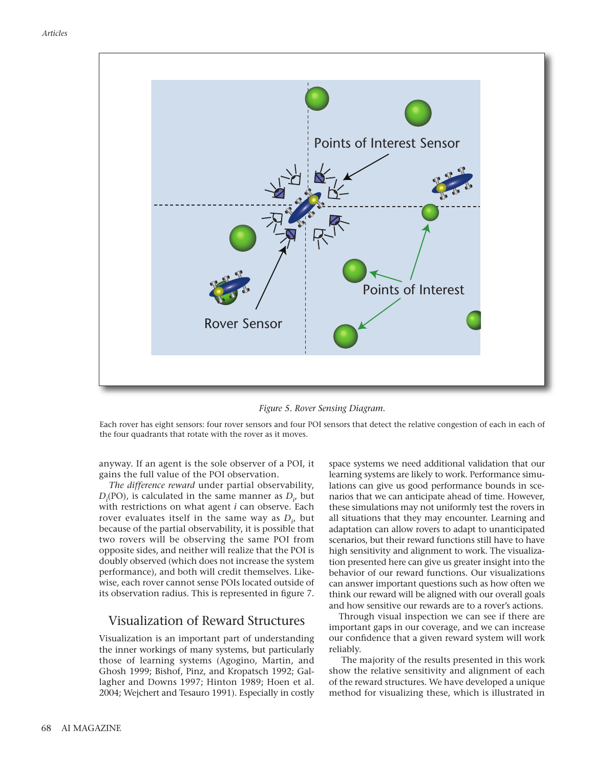Figure 5. Rover Sensing Diagram.

Each rover has eight sensors: four rover sensors and four POI sensors that detect the relative congestion of each in each of the four quadrants that rotate with the rover as it moves.

anyway. If an agent is the sole observer of a POI, it gains the full value of the POI observation.

*The difference reward* under partial observability, $D_i$(PO), is calculated in the same manner as $D_i$, but with restrictions on what agent $i$ can observe. Each rover evaluates itself in the same way as $D_i$, but because of the partial observability, it is possible that two rovers will be observing the same POI from opposite sides, and neither will realize that the POI is doubly observed (which does not increase the system performance), and both will credit themselves. Likewise, each rover cannot sense POIs located outside of its observation radius. This is represented in figure 7.

## Visualization of Reward Structures

Visualization is an important part of understanding the inner workings of many systems, but particularly those of learning systems (Agogino, Martin, and Ghosh 1999; Bishof, Pinz, and Kropatsch 1992; Gallagher and Downs 1997; Hinton 1989; Hoen et al. 2004; Wejchert and Tesauro 1991). Especially in costly space systems we need additional validation that our learning systems are likely to work. Performance simulations can give us good performance bounds in scenarios that we can anticipate ahead of time. However, these simulations may not uniformly test the rovers in all situations that they may encounter. Learning and adaptation can allow rovers to adapt to unanticipated scenarios, but their reward functions still have to have high sensitivity and alignment to work. The visualization presented here can give us greater insight into the behavior of our reward functions. Our visualizations can answer important questions such as how often we think our reward will be aligned with our overall goals and how sensitive our rewards are to a rover's actions.

Through visual inspection we can see if there are important gaps in our coverage, and we can increase our confidence that a given reward system will work reliably.

The majority of the results presented in this work show the relative sensitivity and alignment of each of the reward structures. We have developed a unique method for visualizing these, which is illustrated in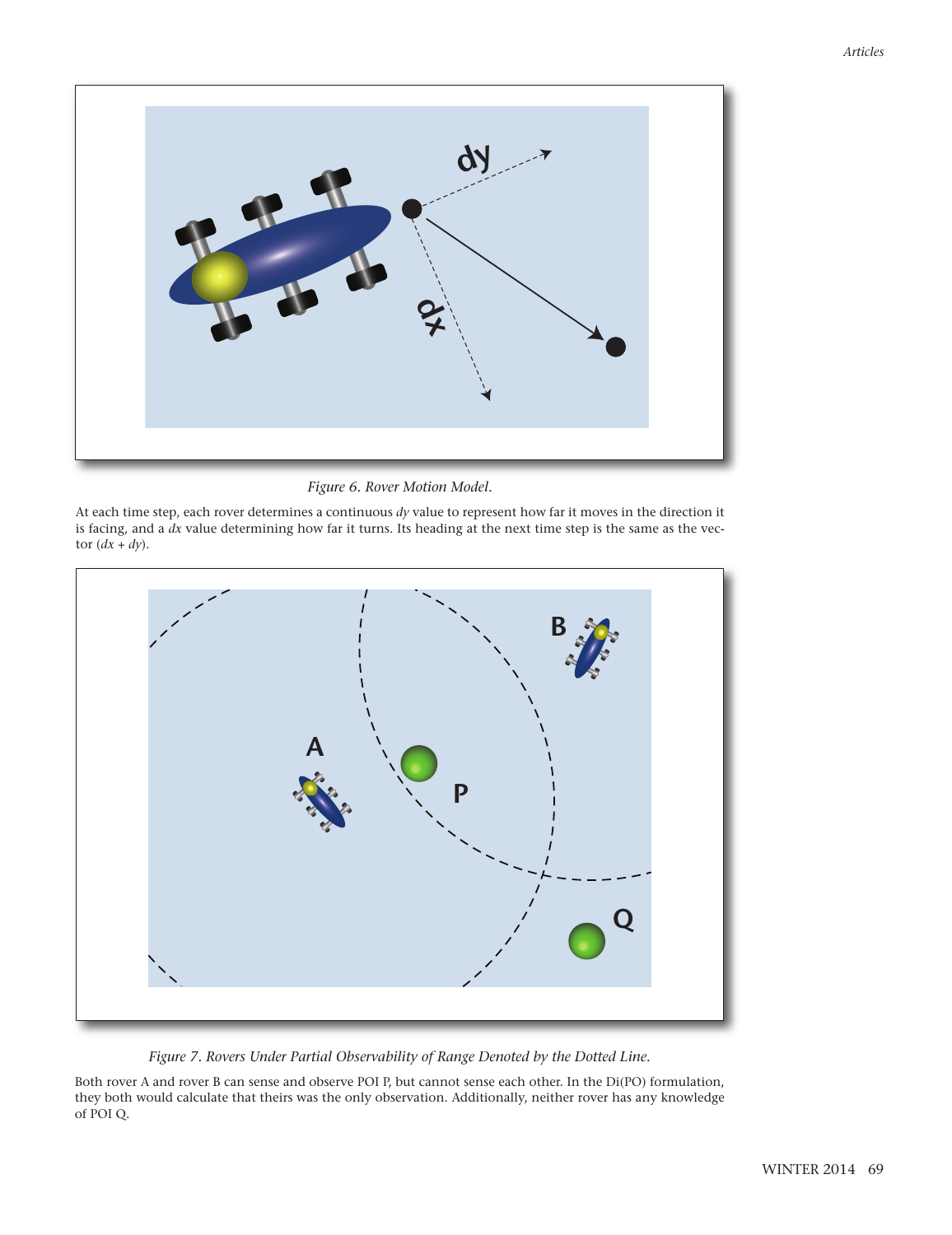*Figure 6. Rover Motion Model.*

At each time step, each rover determines a continuous *dy* value to represent how far it moves in the direction it is facing, and a *dx* value determining how far it turns. Its heading at the next time step is the same as the vector (*dx* + *dy*).

*Figure 7. Rovers Under Partial Observability of Range Denoted by the Dotted Line.*

Both rover A and rover B can sense and observe POI P, but cannot sense each other. In the Di(PO) formulation, they both would calculate that theirs was the only observation. Additionally, neither rover has any knowledge of POI Q.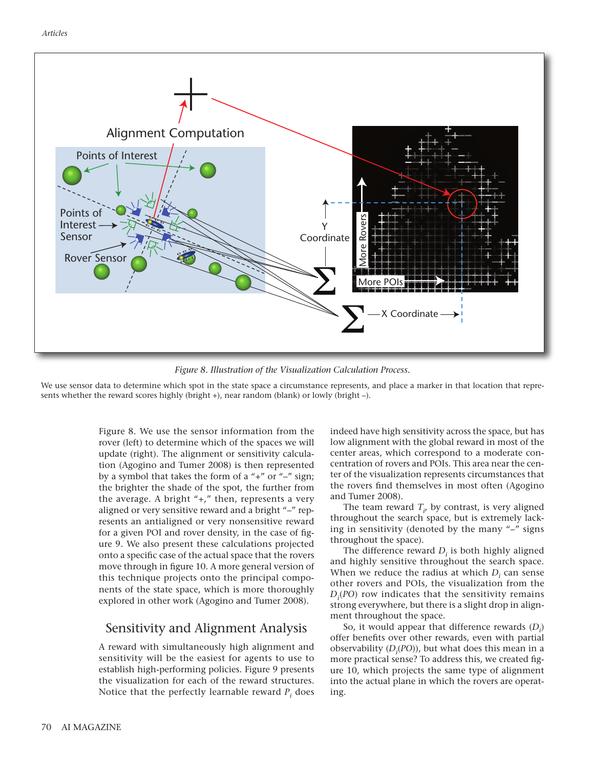*Figure 8. Illustration of the Visualization Calculation Process.*

We use sensor data to determine which spot in the state space a circumstance represents, and place a marker in that location that represents whether the reward scores highly (bright +), near random (blank) or lowly (bright –).

Figure 8. We use the sensor information from the rover (left) to determine which of the spaces we will update (right). The alignment or sensitivity calculation (Agogino and Tumer 2008) is then represented by a symbol that takes the form of a "+" or "–" sign; the brighter the shade of the spot, the further from the average. A bright "+," then, represents a very aligned or very sensitive reward and a bright "–" represents an antialigned or very nonsensitive reward for a given POI and rover density, in the case of figure 9. We also present these calculations projected onto a specific case of the actual space that the rovers move through in figure 10. A more general version of this technique projects onto the principal components of the state space, which is more thoroughly explored in other work (Agogino and Tumer 2008).

## Sensitivity and Alignment Analysis

A reward with simultaneously high alignment and sensitivity will be the easiest for agents to use to establish high-performing policies. Figure 9 presents the visualization for each of the reward structures. Notice that the perfectly learnable reward $P_i$ does indeed have high sensitivity across the space, but has low alignment with the global reward in most of the center areas, which correspond to a moderate concentration of rovers and POIs. This area near the center of the visualization represents circumstances that the rovers find themselves in most often (Agogino and Tumer 2008).

The team reward $T_i$, by contrast, is very aligned throughout the search space, but is extremely lacking in sensitivity (denoted by the many "–" signs throughout the space).

The difference reward $D_i$ is both highly aligned and highly sensitive throughout the search space. When we reduce the radius at which $D_i$ can sense other rovers and POIs, the visualization from the $D_i(PO)$ row indicates that the sensitivity remains strong everywhere, but there is a slight drop in alignment throughout the space.

So, it would appear that difference rewards ($D_i$) offer benefits over other rewards, even with partial observability ($D_i(PO)$), but what does this mean in a more practical sense? To address this, we created figure 10, which projects the same type of alignment into the actual plane in which the rovers are operating.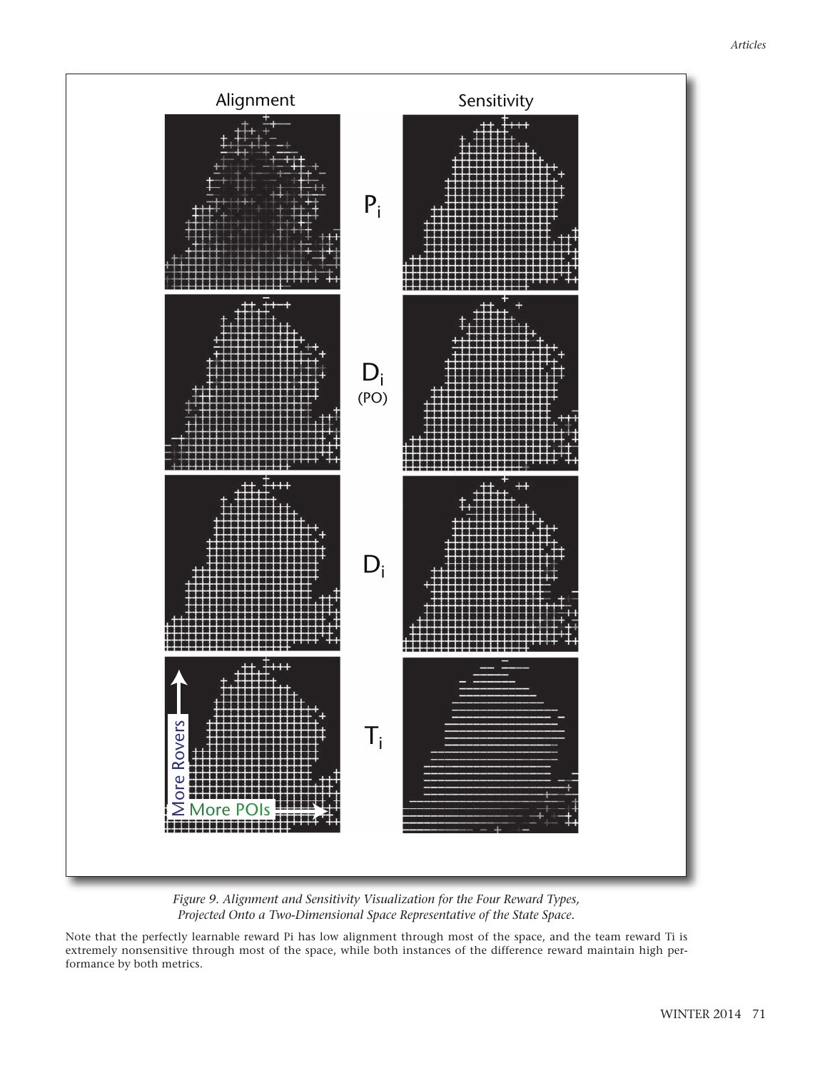*Figure 9. Alignment and Sensitivity Visualization for the Four Reward Types, Projected Onto a Two-Dimensional Space Representative of the State Space.*

Note that the perfectly learnable reward Pi has low alignment through most of the space, and the team reward Ti is extremely nonsensitive through most of the space, while both instances of the difference reward maintain high performance by both metrics.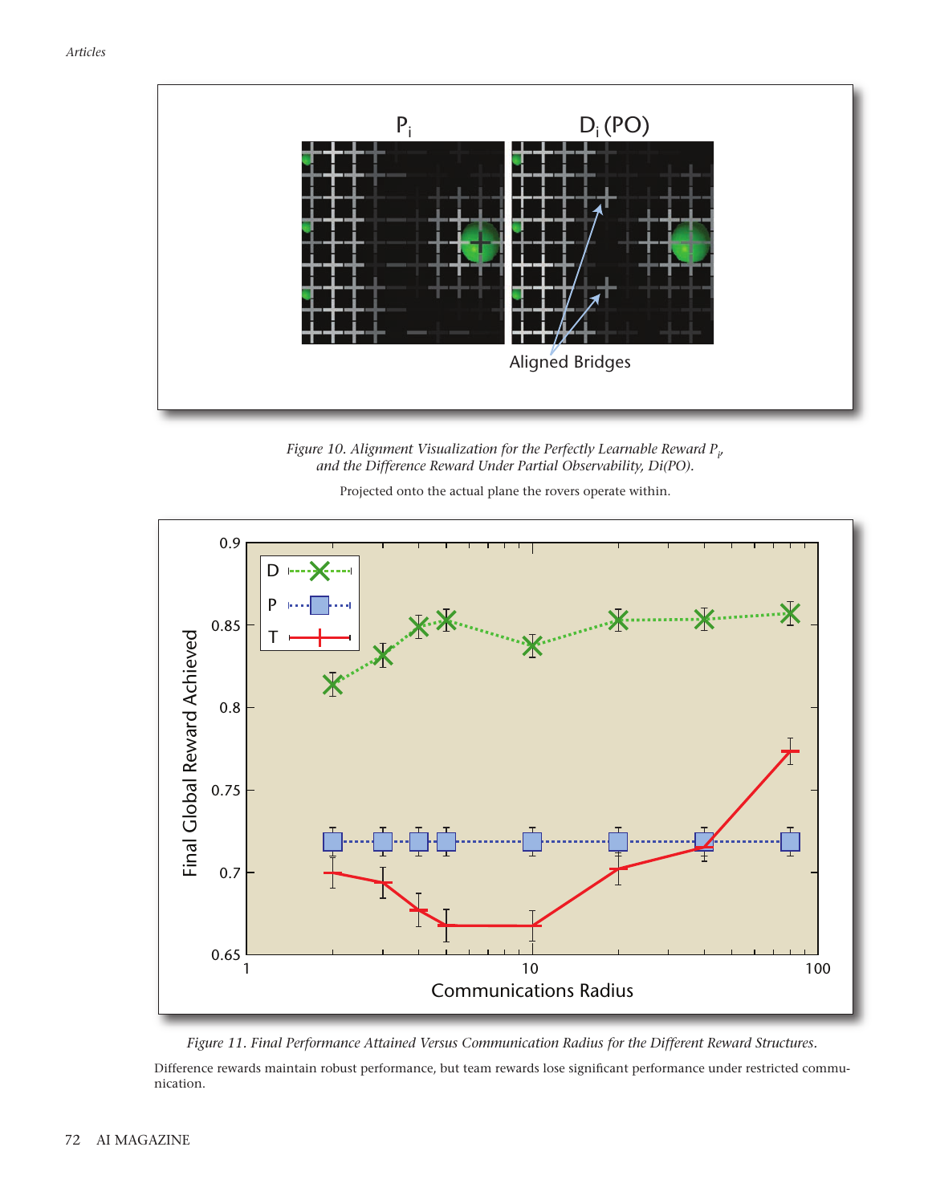*Figure 10. Alignment Visualization for the Perfectly Learnable Reward $P_i$, and the Difference Reward Under Partial Observability, Di(PO).*

Projected onto the actual plane the rovers operate within.

*Figure 11. Final Performance Attained Versus Communication Radius for the Different Reward Structures.*

Difference rewards maintain robust performance, but team rewards lose significant performance under restricted communication.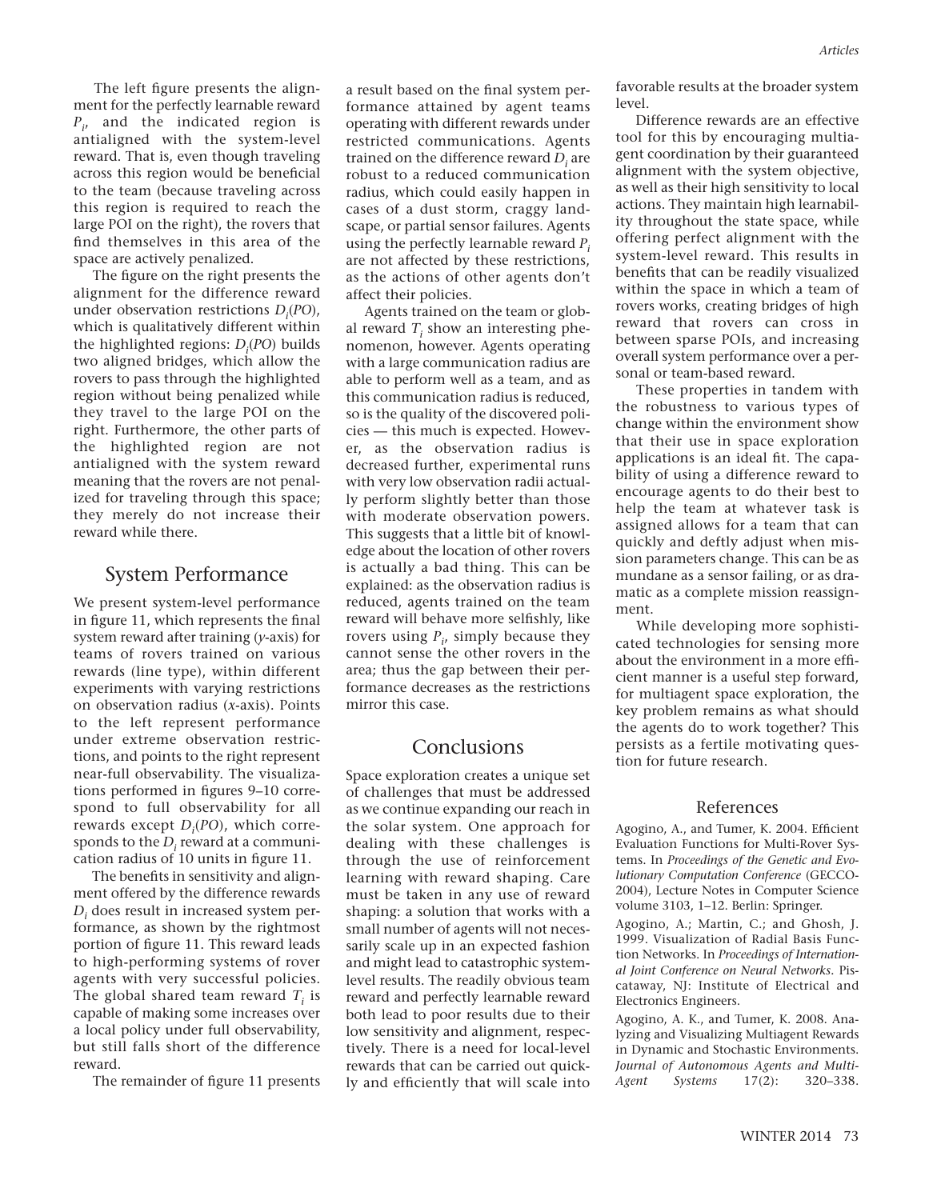The left figure presents the alignment for the perfectly learnable reward $P_i$, and the indicated region is antialigned with the system-level reward. That is, even though traveling across this region would be beneficial to the team (because traveling across this region is required to reach the large POI on the right), the rovers that find themselves in this area of the space are actively penalized.

The figure on the right presents the alignment for the difference reward under observation restrictions $D_i(PO)$, which is qualitatively different within the highlighted regions: $D_i(PO)$ builds two aligned bridges, which allow the rovers to pass through the highlighted region without being penalized while they travel to the large POI on the right. Furthermore, the other parts of the highlighted region are not antialigned with the system reward meaning that the rovers are not penalized for traveling through this space; they merely do not increase their reward while there.

## System Performance

We present system-level performance in figure 11, which represents the final system reward after training (*y*-axis) for teams of rovers trained on various rewards (line type), within different experiments with varying restrictions on observation radius (*x*-axis). Points to the left represent performance under extreme observation restrictions, and points to the right represent near-full observability. The visualizations performed in figures 9–10 correspond to full observability for all rewards except $D_i(PO)$, which corresponds to the $D_i$ reward at a communication radius of 10 units in figure 11.

The benefits in sensitivity and alignment offered by the difference rewards $D_i$ does result in increased system performance, as shown by the rightmost portion of figure 11. This reward leads to high-performing systems of rover agents with very successful policies. The global shared team reward $T_i$ is capable of making some increases over a local policy under full observability, but still falls short of the difference reward.

The remainder of figure 11 presents a result based on the final system performance attained by agent teams operating with different rewards under restricted communications. Agents trained on the difference reward $D_i$ are robust to a reduced communication radius, which could easily happen in cases of a dust storm, craggy landscape, or partial sensor failures. Agents using the perfectly learnable reward $P_i$ are not affected by these restrictions, as the actions of other agents don't affect their policies.

Agents trained on the team or global reward $T_i$ show an interesting phenomenon, however. Agents operating with a large communication radius are able to perform well as a team, and as this communication radius is reduced, so is the quality of the discovered policies — this much is expected. However, as the observation radius is decreased further, experimental runs with very low observation radii actually perform slightly better than those with moderate observation powers. This suggests that a little bit of knowledge about the location of other rovers is actually a bad thing. This can be explained: as the observation radius is reduced, agents trained on the team reward will behave more selfishly, like rovers using $P_i$, simply because they cannot sense the other rovers in the area; thus the gap between their performance decreases as the restrictions mirror this case.

## Conclusions

Space exploration creates a unique set of challenges that must be addressed as we continue expanding our reach in the solar system. One approach for dealing with these challenges is through the use of reinforcement learning with reward shaping. Care must be taken in any use of reward shaping: a solution that works with a small number of agents will not necessarily scale up in an expected fashion and might lead to catastrophic system-level results. The readily obvious team reward and perfectly learnable reward both lead to poor results due to their low sensitivity and alignment, respectively. There is a need for local-level rewards that can be carried out quickly and efficiently that will scale into favorable results at the broader system level.

Difference rewards are an effective tool for this by encouraging multiagent coordination by their guaranteed alignment with the system objective, as well as their high sensitivity to local actions. They maintain high learnability throughout the state space, while offering perfect alignment with the system-level reward. This results in benefits that can be readily visualized within the space in which a team of rovers works, creating bridges of high reward that rovers can cross in between sparse POIs, and increasing overall system performance over a personal or team-based reward.

These properties in tandem with the robustness to various types of change within the environment show that their use in space exploration applications is an ideal fit. The capability of using a difference reward to encourage agents to do their best to help the team at whatever task is assigned allows for a team that can quickly and deftly adjust when mission parameters change. This can be as mundane as a sensor failing, or as dramatic as a complete mission reassignment.

While developing more sophisticated technologies for sensing more about the environment in a more efficient manner is a useful step forward, for multiagent space exploration, the key problem remains as what should the agents do to work together? This persists as a fertile motivating question for future research.

## References

Agogino, A., and Tumer, K. 2004. Efficient Evaluation Functions for Multi-Rover Systems. In *Proceedings of the Genetic and Evolutionary Computation Conference* (GECCO-2004), Lecture Notes in Computer Science volume 3103, 1–12. Berlin: Springer.

Agogino, A.; Martin, C.; and Ghosh, J. 1999. Visualization of Radial Basis Function Networks. In *Proceedings of International Joint Conference on Neural Networks*. Piscataway, NJ: Institute of Electrical and Electronics Engineers.

Agogino, A. K., and Tumer, K. 2008. Analyzing and Visualizing Multiagent Rewards in Dynamic and Stochastic Environments. *Journal of Autonomous Agents and Multi-Agent Systems* 17(2): 320–338.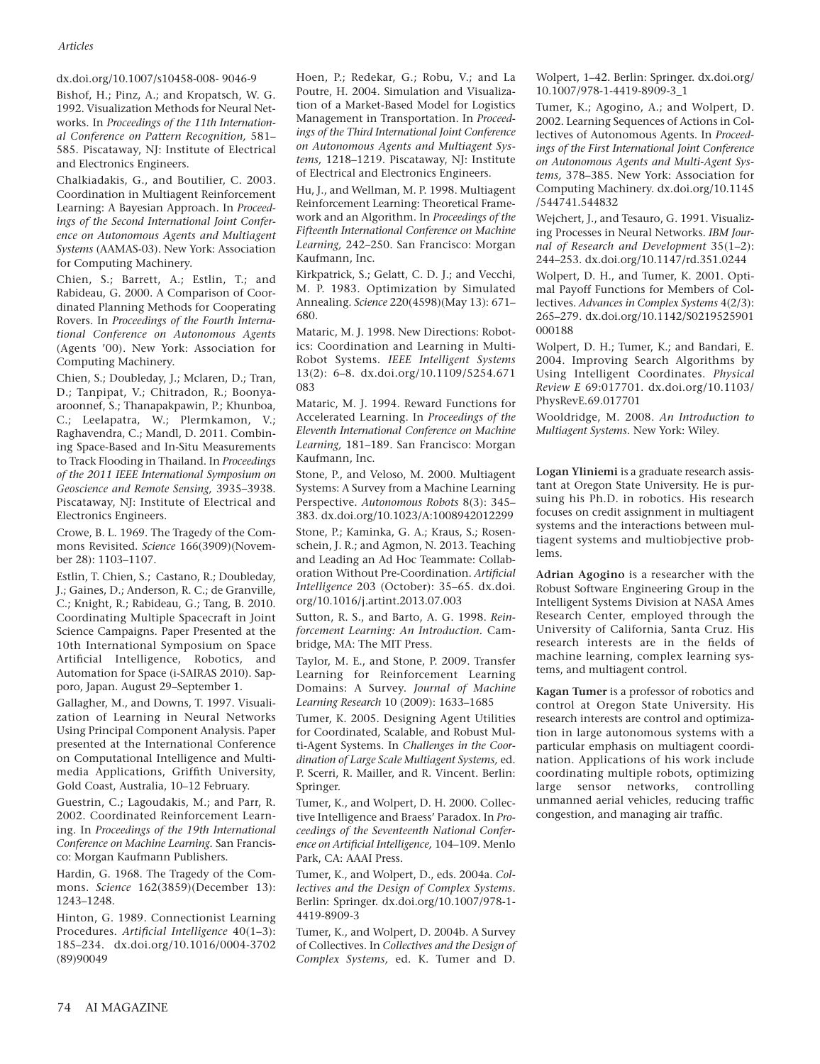dx.doi.org/10.1007/s10458-008- 9046-9

Bishof, H.; Pinz, A.; and Kropatsch, W. G. 1992. Visualization Methods for Neural Networks. In *Proceedings of the 11th International Conference on Pattern Recognition,* 581–585. Piscataway, NJ: Institute of Electrical and Electronics Engineers.

Chalkiadakis, G., and Boutilier, C. 2003. Coordination in Multiagent Reinforcement Learning: A Bayesian Approach. In *Proceedings of the Second International Joint Conference on Autonomous Agents and Multiagent Systems* (AAMAS-03). New York: Association for Computing Machinery.

Chien, S.; Barrett, A.; Estlin, T.; and Rabideau, G. 2000. A Comparison of Coordinated Planning Methods for Cooperating Rovers. In *Proceedings of the Fourth International Conference on Autonomous Agents* (Agents '00). New York: Association for Computing Machinery.

Chien, S.; Doubleday, J.; Mclaren, D.; Tran, D.; Tanpipat, V.; Chitradon, R.; Boonyaaroonnef, S.; Thanapakpawin, P.; Khunboa, C.; Leelapatra, W.; Plermkamon, V.; Raghavendra, C.; Mandl, D. 2011. Combining Space-Based and In-Situ Measurements to Track Flooding in Thailand. In *Proceedings of the 2011 IEEE International Symposium on Geoscience and Remote Sensing,* 3935–3938. Piscataway, NJ: Institute of Electrical and Electronics Engineers.

Crowe, B. L. 1969. The Tragedy of the Commons Revisited. *Science* 166(3909)(November 28): 1103–1107.

Estlin, T. Chien, S.; Castano, R.; Doubleday, J.; Gaines, D.; Anderson, R. C.; de Granville, C.; Knight, R.; Rabideau, G.; Tang, B. 2010. Coordinating Multiple Spacecraft in Joint Science Campaigns. Paper Presented at the 10th International Symposium on Space Artificial Intelligence, Robotics, and Automation for Space (i-SAIRAS 2010). Sapporo, Japan. August 29–September 1.

Gallagher, M., and Downs, T. 1997. Visualization of Learning in Neural Networks Using Principal Component Analysis. Paper presented at the International Conference on Computational Intelligence and Multimedia Applications, Griffith University, Gold Coast, Australia, 10–12 February.

Guestrin, C.; Lagoudakis, M.; and Parr, R. 2002. Coordinated Reinforcement Learning. In *Proceedings of the 19th International Conference on Machine Learning.* San Francisco: Morgan Kaufmann Publishers.

Hardin, G. 1968. The Tragedy of the Commons. *Science* 162(3859)(December 13): 1243–1248.

Hinton, G. 1989. Connectionist Learning Procedures. *Artificial Intelligence* 40(1–3): 185–234. dx.doi.org/10.1016/0004-3702 (89)90049

Hoen, P.; Redekar, G.; Robu, V.; and La Poutre, H. 2004. Simulation and Visualization of a Market-Based Model for Logistics Management in Transportation. In *Proceedings of the Third International Joint Conference on Autonomous Agents and Multiagent Systems,* 1218–1219. Piscataway, NJ: Institute of Electrical and Electronics Engineers.

Hu, J., and Wellman, M. P. 1998. Multiagent Reinforcement Learning: Theoretical Framework and an Algorithm. In *Proceedings of the Fifteenth International Conference on Machine Learning,* 242–250. San Francisco: Morgan Kaufmann, Inc.

Kirkpatrick, S.; Gelatt, C. D. J.; and Vecchi, M. P. 1983. Optimization by Simulated Annealing. *Science* 220(4598)(May 13): 671–680.

Mataric, M. J. 1998. New Directions: Robotics: Coordination and Learning in Multi-Robot Systems. *IEEE Intelligent Systems* 13(2): 6–8. dx.doi.org/10.1109/5254.671 083

Mataric, M. J. 1994. Reward Functions for Accelerated Learning. In *Proceedings of the Eleventh International Conference on Machine Learning,* 181–189. San Francisco: Morgan Kaufmann, Inc.

Stone, P., and Veloso, M. 2000. Multiagent Systems: A Survey from a Machine Learning Perspective. *Autonomous Robots* 8(3): 345–383. dx.doi.org/10.1023/A:1008942012299

Stone, P.; Kaminka, G. A.; Kraus, S.; Rosenschein, J. R.; and Agmon, N. 2013. Teaching and Leading an Ad Hoc Teammate: Collaboration Without Pre-Coordination. *Artificial Intelligence* 203 (October): 35–65. dx.doi.org/10.1016/j.artint.2013.07.003

Sutton, R. S., and Barto, A. G. 1998. *Reinforcement Learning: An Introduction.* Cambridge, MA: The MIT Press.

Taylor, M. E., and Stone, P. 2009. Transfer Learning for Reinforcement Learning Domains: A Survey. *Journal of Machine Learning Research* 10 (2009): 1633–1685

Tumer, K. 2005. Designing Agent Utilities for Coordinated, Scalable, and Robust Multi-Agent Systems. In *Challenges in the Coordination of Large Scale Multiagent Systems,* ed. P. Scerri, R. Mailler, and R. Vincent. Berlin: Springer.

Tumer, K., and Wolpert, D. H. 2000. Collective Intelligence and Braess' Paradox. In *Proceedings of the Seventeenth National Conference on Artificial Intelligence,* 104–109. Menlo Park, CA: AAAI Press.

Tumer, K., and Wolpert, D., eds. 2004a. *Collectives and the Design of Complex Systems.* Berlin: Springer. dx.doi.org/10.1007/978-1-4419-8909-3

Tumer, K., and Wolpert, D. 2004b. A Survey of Collectives. In *Collectives and the Design of Complex Systems,* ed. K. Tumer and D. Wolpert, 1–42. Berlin: Springer. dx.doi.org/10.1007/978-1-4419-8909-3_1

Tumer, K.; Agogino, A.; and Wolpert, D. 2002. Learning Sequences of Actions in Collectives of Autonomous Agents. In *Proceedings of the First International Joint Conference on Autonomous Agents and Multi-Agent Systems,* 378–385. New York: Association for Computing Machinery. dx.doi.org/10.1145/544741.544832

Wejchert, J., and Tesauro, G. 1991. Visualizing Processes in Neural Networks. *IBM Journal of Research and Development* 35(1–2): 244–253. dx.doi.org/10.1147/rd.351.0244

Wolpert, D. H., and Tumer, K. 2001. Optimal Payoff Functions for Members of Collectives. *Advances in Complex Systems* 4(2/3): 265–279. dx.doi.org/10.1142/S0219525901000188

Wolpert, D. H.; Tumer, K.; and Bandari, E. 2004. Improving Search Algorithms by Using Intelligent Coordinates. *Physical Review E* 69:017701. dx.doi.org/10.1103/PhysRevE.69.017701

Wooldridge, M. 2008. *An Introduction to Multiagent Systems.* New York: Wiley.

**Logan Yliniemi** is a graduate research assistant at Oregon State University. He is pursuing his Ph.D. in robotics. His research focuses on credit assignment in multiagent systems and the interactions between multiagent systems and multiobjective problems.

**Adrian Agogino** is a researcher with the Robust Software Engineering Group in the Intelligent Systems Division at NASA Ames Research Center, employed through the University of California, Santa Cruz. His research interests are in the fields of machine learning, complex learning systems, and multiagent control.

**Kagan Tumer** is a professor of robotics and control at Oregon State University. His research interests are control and optimization in large autonomous systems with a particular emphasis on multiagent coordination. Applications of his work include coordinating multiple robots, optimizing large sensor networks, controlling unmanned aerial vehicles, reducing traffic congestion, and managing air traffic.